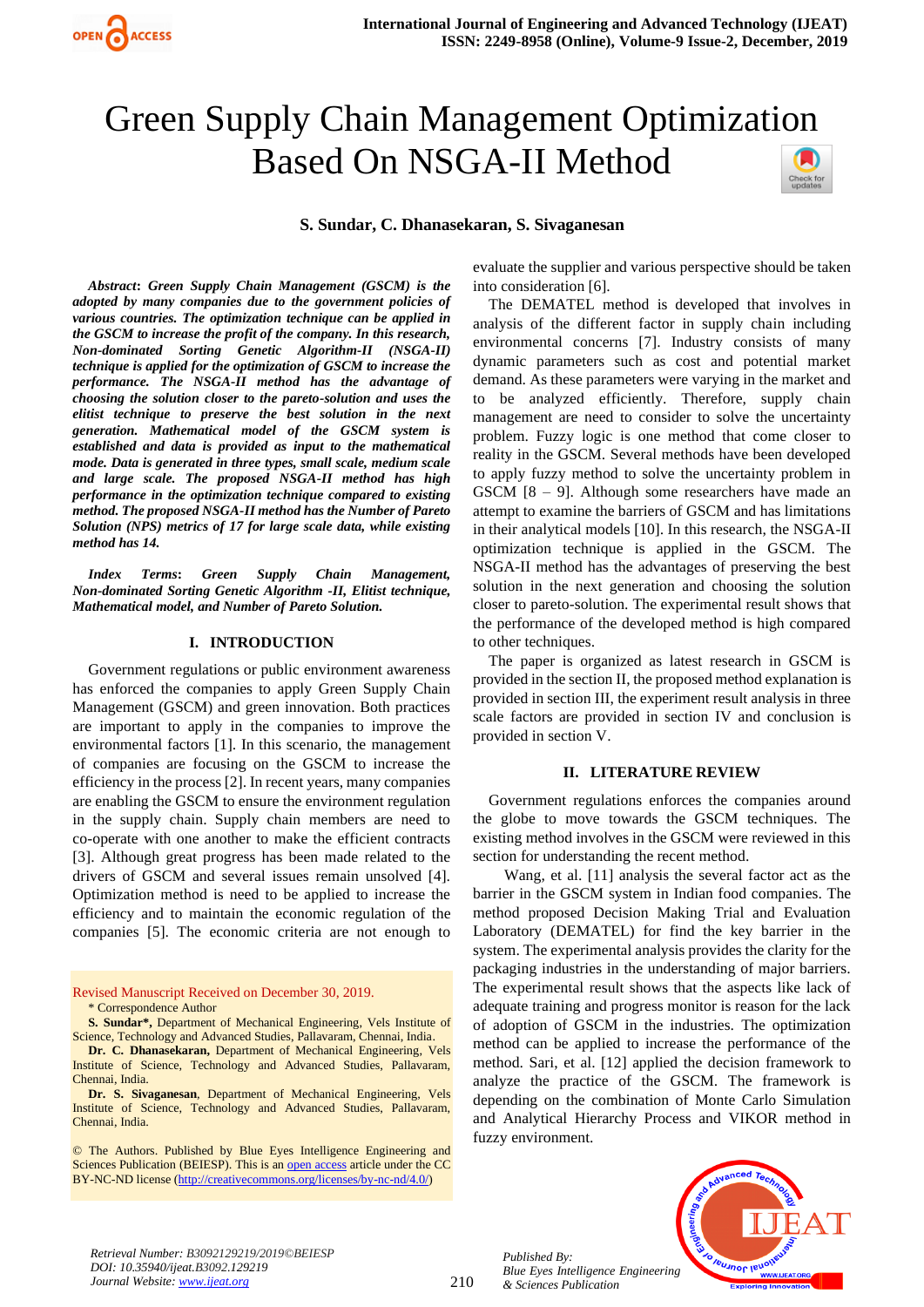# Green Supply Chain Management Optimization Based On NSGA-II Method

**S. Sundar, C. Dhanasekaran, S. Sivaganesan**

***Abstract*: *Green Supply Chain Management (GSCM) is the adopted by many companies due to the government policies of various countries. The optimization technique can be applied in the GSCM to increase the profit of the company. In this research, Non-dominated Sorting Genetic Algorithm-II (NSGA-II) technique is applied for the optimization of GSCM to increase the performance. The NSGA-II method has the advantage of choosing the solution closer to the pareto-solution and uses the elitist technique to preserve the best solution in the next generation. Mathematical model of the GSCM system is established and data is provided as input to the mathematical mode. Data is generated in three types, small scale, medium scale and large scale. The proposed NSGA-II method has high performance in the optimization technique compared to existing method. The proposed NSGA-II method has the Number of Pareto Solution (NPS) metrics of 17 for large scale data, while existing method has 14.***

***Index Terms*: *Green Supply Chain Management, Non-dominated Sorting Genetic Algorithm -II, Elitist technique, Mathematical model, and Number of Pareto Solution.***

## I. INTRODUCTION

Government regulations or public environment awareness has enforced the companies to apply Green Supply Chain Management (GSCM) and green innovation. Both practices are important to apply in the companies to improve the environmental factors [1]. In this scenario, the management of companies are focusing on the GSCM to increase the efficiency in the process [2]. In recent years, many companies are enabling the GSCM to ensure the environment regulation in the supply chain. Supply chain members are need to co-operate with one another to make the efficient contracts [3]. Although great progress has been made related to the drivers of GSCM and several issues remain unsolved [4]. Optimization method is need to be applied to increase the efficiency and to maintain the economic regulation of the companies [5]. The economic criteria are not enough to evaluate the supplier and various perspective should be taken into consideration [6].

The DEMATEL method is developed that involves in analysis of the different factor in supply chain including environmental concerns [7]. Industry consists of many dynamic parameters such as cost and potential market demand. As these parameters were varying in the market and to be analyzed efficiently. Therefore, supply chain management are need to consider to solve the uncertainty problem. Fuzzy logic is one method that come closer to reality in the GSCM. Several methods have been developed to apply fuzzy method to solve the uncertainty problem in GSCM [8 – 9]. Although some researchers have made an attempt to examine the barriers of GSCM and has limitations in their analytical models [10]. In this research, the NSGA-II optimization technique is applied in the GSCM. The NSGA-II method has the advantages of preserving the best solution in the next generation and choosing the solution closer to pareto-solution. The experimental result shows that the performance of the developed method is high compared to other techniques.

The paper is organized as latest research in GSCM is provided in the section II, the proposed method explanation is provided in section III, the experiment result analysis in three scale factors are provided in section IV and conclusion is provided in section V.

## II. LITERATURE REVIEW

Government regulations enforces the companies around the globe to move towards the GSCM techniques. The existing method involves in the GSCM were reviewed in this section for understanding the recent method.

Wang, et al. [11] analysis the several factor act as the barrier in the GSCM system in Indian food companies. The method proposed Decision Making Trial and Evaluation Laboratory (DEMATEL) for find the key barrier in the system. The experimental analysis provides the clarity for the packaging industries in the understanding of major barriers. The experimental result shows that the aspects like lack of adequate training and progress monitor is reason for the lack of adoption of GSCM in the industries. The optimization method can be applied to increase the performance of the method. Sari, et al. [12] applied the decision framework to analyze the practice of the GSCM. The framework is depending on the combination of Monte Carlo Simulation and Analytical Hierarchy Process and VIKOR method in fuzzy environment.

---

Revised Manuscript Received on December 30, 2019.

\* Correspondence Author

**S. Sundar\***, Department of Mechanical Engineering, Vels Institute of Science, Technology and Advanced Studies, Pallavaram, Chennai, India.

**Dr. C. Dhanasekaran,** Department of Mechanical Engineering, Vels Institute of Science, Technology and Advanced Studies, Pallavaram, Chennai, India.

**Dr. S. Sivaganesan**, Department of Mechanical Engineering, Vels Institute of Science, Technology and Advanced Studies, Pallavaram, Chennai, India.

© The Authors. Published by Blue Eyes Intelligence Engineering and Sciences Publication (BEIESP). This is an open access article under the CC BY-NC-ND license (http://creativecommons.org/licenses/by-nc-nd/4.0/)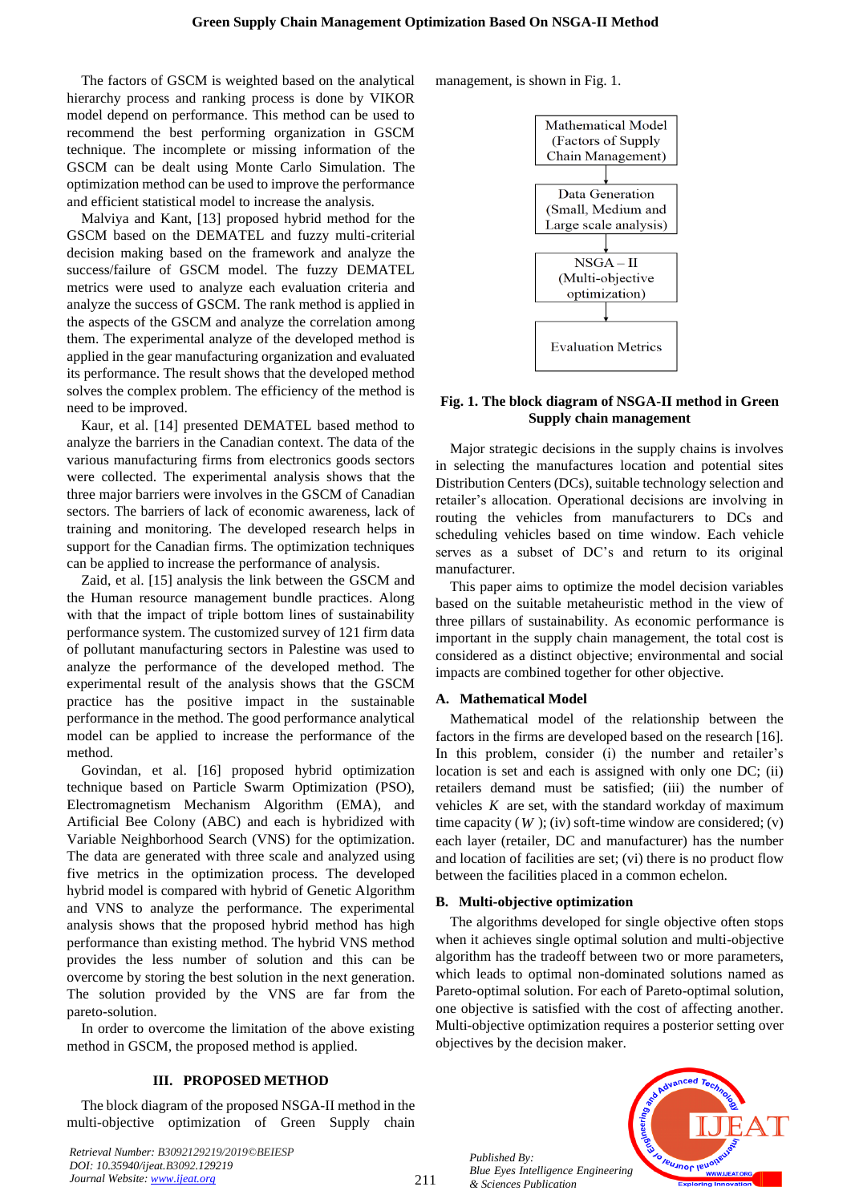The factors of GSCM is weighted based on the analytical hierarchy process and ranking process is done by VIKOR model depend on performance. This method can be used to recommend the best performing organization in GSCM technique. The incomplete or missing information of the GSCM can be dealt using Monte Carlo Simulation. The optimization method can be used to improve the performance and efficient statistical model to increase the analysis.

Malviya and Kant, [13] proposed hybrid method for the GSCM based on the DEMATEL and fuzzy multi-criterial decision making based on the framework and analyze the success/failure of GSCM model. The fuzzy DEMATEL metrics were used to analyze each evaluation criteria and analyze the success of GSCM. The rank method is applied in the aspects of the GSCM and analyze the correlation among them. The experimental analyze of the developed method is applied in the gear manufacturing organization and evaluated its performance. The result shows that the developed method solves the complex problem. The efficiency of the method is need to be improved.

Kaur, et al. [14] presented DEMATEL based method to analyze the barriers in the Canadian context. The data of the various manufacturing firms from electronics goods sectors were collected. The experimental analysis shows that the three major barriers were involves in the GSCM of Canadian sectors. The barriers of lack of economic awareness, lack of training and monitoring. The developed research helps in support for the Canadian firms. The optimization techniques can be applied to increase the performance of analysis.

Zaid, et al. [15] analysis the link between the GSCM and the Human resource management bundle practices. Along with that the impact of triple bottom lines of sustainability performance system. The customized survey of 121 firm data of pollutant manufacturing sectors in Palestine was used to analyze the performance of the developed method. The experimental result of the analysis shows that the GSCM practice has the positive impact in the sustainable performance in the method. The good performance analytical model can be applied to increase the performance of the method.

Govindan, et al. [16] proposed hybrid optimization technique based on Particle Swarm Optimization (PSO), Electromagnetism Mechanism Algorithm (EMA), and Artificial Bee Colony (ABC) and each is hybridized with Variable Neighborhood Search (VNS) for the optimization. The data are generated with three scale and analyzed using five metrics in the optimization process. The developed hybrid model is compared with hybrid of Genetic Algorithm and VNS to analyze the performance. The experimental analysis shows that the proposed hybrid method has high performance than existing method. The hybrid VNS method provides the less number of solution and this can be overcome by storing the best solution in the next generation. The solution provided by the VNS are far from the pareto-solution.

In order to overcome the limitation of the above existing method in GSCM, the proposed method is applied.

## III. PROPOSED METHOD

The block diagram of the proposed NSGA-II method in the multi-objective optimization of Green Supply chain management, is shown in Fig. 1.

Mathematical Model (Factors of Supply Chain Management) → Data Generation (Small, Medium and Large scale analysis) → NSGA – II (Multi-objective optimization) → Evaluation Metrics

**Fig. 1. The block diagram of NSGA-II method in Green Supply chain management**

Major strategic decisions in the supply chains is involves in selecting the manufactures location and potential sites Distribution Centers (DCs), suitable technology selection and retailer's allocation. Operational decisions are involving in routing the vehicles from manufacturers to DCs and scheduling vehicles based on time window. Each vehicle serves as a subset of DC's and return to its original manufacturer.

This paper aims to optimize the model decision variables based on the suitable metaheuristic method in the view of three pillars of sustainability. As economic performance is important in the supply chain management, the total cost is considered as a distinct objective; environmental and social impacts are combined together for other objective.

### A. Mathematical Model

Mathematical model of the relationship between the factors in the firms are developed based on the research [16]. In this problem, consider (i) the number and retailer's location is set and each is assigned with only one DC; (ii) retailers demand must be satisfied; (iii) the number of vehicles $K$ are set, with the standard workday of maximum time capacity ($W$); (iv) soft-time window are considered; (v) each layer (retailer, DC and manufacturer) has the number and location of facilities are set; (vi) there is no product flow between the facilities placed in a common echelon.

### B. Multi-objective optimization

The algorithms developed for single objective often stops when it achieves single optimal solution and multi-objective algorithm has the tradeoff between two or more parameters, which leads to optimal non-dominated solutions named as Pareto-optimal solution. For each of Pareto-optimal solution, one objective is satisfied with the cost of affecting another. Multi-objective optimization requires a posterior setting over objectives by the decision maker.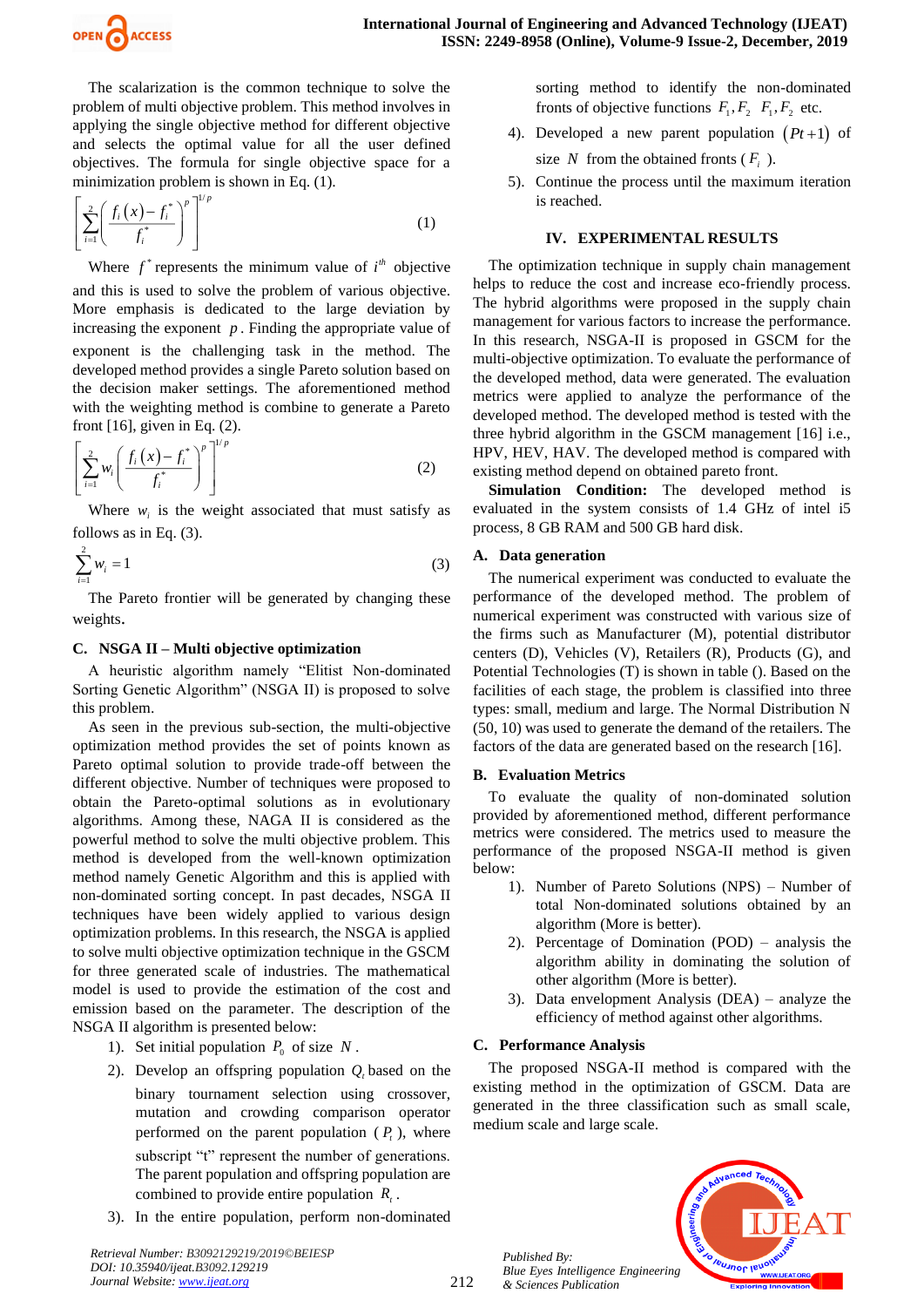The scalarization is the common technique to solve the problem of multi objective problem. This method involves in applying the single objective method for different objective and selects the optimal value for all the user defined objectives. The formula for single objective space for a minimization problem is shown in Eq. (1).

$$\left[\sum_{i=1}^{2}\left(\frac{f_i(x)-f_i^*}{f_i^*}\right)^p\right]^{1/p} \quad (1)$$

Where $f^*$ represents the minimum value of $i^{th}$ objective and this is used to solve the problem of various objective. More emphasis is dedicated to the large deviation by increasing the exponent $p$. Finding the appropriate value of exponent is the challenging task in the method. The developed method provides a single Pareto solution based on the decision maker settings. The aforementioned method with the weighting method is combine to generate a Pareto front [16], given in Eq. (2).

$$\left[\sum_{i=1}^{2} w_i\left(\frac{f_i(x)-f_i^*}{f_i^*}\right)^p\right]^{1/p} \quad (2)$$

Where $w_i$ is the weight associated that must satisfy as follows as in Eq. (3).

$$\sum_{i=1}^{2} w_i = 1 \quad (3)$$

The Pareto frontier will be generated by changing these weights.

### C. NSGA II – Multi objective optimization

A heuristic algorithm namely "Elitist Non-dominated Sorting Genetic Algorithm" (NSGA II) is proposed to solve this problem.

As seen in the previous sub-section, the multi-objective optimization method provides the set of points known as Pareto optimal solution to provide trade-off between the different objective. Number of techniques were proposed to obtain the Pareto-optimal solutions as in evolutionary algorithms. Among these, NAGA II is considered as the powerful method to solve the multi objective problem. This method is developed from the well-known optimization method namely Genetic Algorithm and this is applied with non-dominated sorting concept. In past decades, NSGA II techniques have been widely applied to various design optimization problems. In this research, the NSGA is applied to solve multi objective optimization technique in the GSCM for three generated scale of industries. The mathematical model is used to provide the estimation of the cost and emission based on the parameter. The description of the NSGA II algorithm is presented below:

1). Set initial population $P_0$ of size $N$.
2). Develop an offspring population $Q_t$ based on the binary tournament selection using crossover, mutation and crowding comparison operator performed on the parent population ($P_t$), where subscript "t" represent the number of generations. The parent population and offspring population are combined to provide entire population $R_t$.
3). In the entire population, perform non-dominated sorting method to identify the non-dominated fronts of objective functions $F_1, F_2$ $F_1, F_2$ etc.
4). Developed a new parent population $(Pt+1)$ of size $N$ from the obtained fronts ($F_i$).
5). Continue the process until the maximum iteration is reached.

## IV. EXPERIMENTAL RESULTS

The optimization technique in supply chain management helps to reduce the cost and increase eco-friendly process. The hybrid algorithms were proposed in the supply chain management for various factors to increase the performance. In this research, NSGA-II is proposed in GSCM for the multi-objective optimization. To evaluate the performance of the developed method, data were generated. The evaluation metrics were applied to analyze the performance of the developed method. The developed method is tested with the three hybrid algorithm in the GSCM management [16] i.e., HPV, HEV, HAV. The developed method is compared with existing method depend on obtained pareto front.

**Simulation Condition:** The developed method is evaluated in the system consists of 1.4 GHz of intel i5 process, 8 GB RAM and 500 GB hard disk.

### A. Data generation

The numerical experiment was conducted to evaluate the performance of the developed method. The problem of numerical experiment was constructed with various size of the firms such as Manufacturer (M), potential distributor centers (D), Vehicles (V), Retailers (R), Products (G), and Potential Technologies (T) is shown in table (). Based on the facilities of each stage, the problem is classified into three types: small, medium and large. The Normal Distribution N (50, 10) was used to generate the demand of the retailers. The factors of the data are generated based on the research [16].

### B. Evaluation Metrics

To evaluate the quality of non-dominated solution provided by aforementioned method, different performance metrics were considered. The metrics used to measure the performance of the proposed NSGA-II method is given below:

1). Number of Pareto Solutions (NPS) – Number of total Non-dominated solutions obtained by an algorithm (More is better).
2). Percentage of Domination (POD) – analysis the algorithm ability in dominating the solution of other algorithm (More is better).
3). Data envelopment Analysis (DEA) – analyze the efficiency of method against other algorithms.

### C. Performance Analysis

The proposed NSGA-II method is compared with the existing method in the optimization of GSCM. Data are generated in the three classification such as small scale, medium scale and large scale.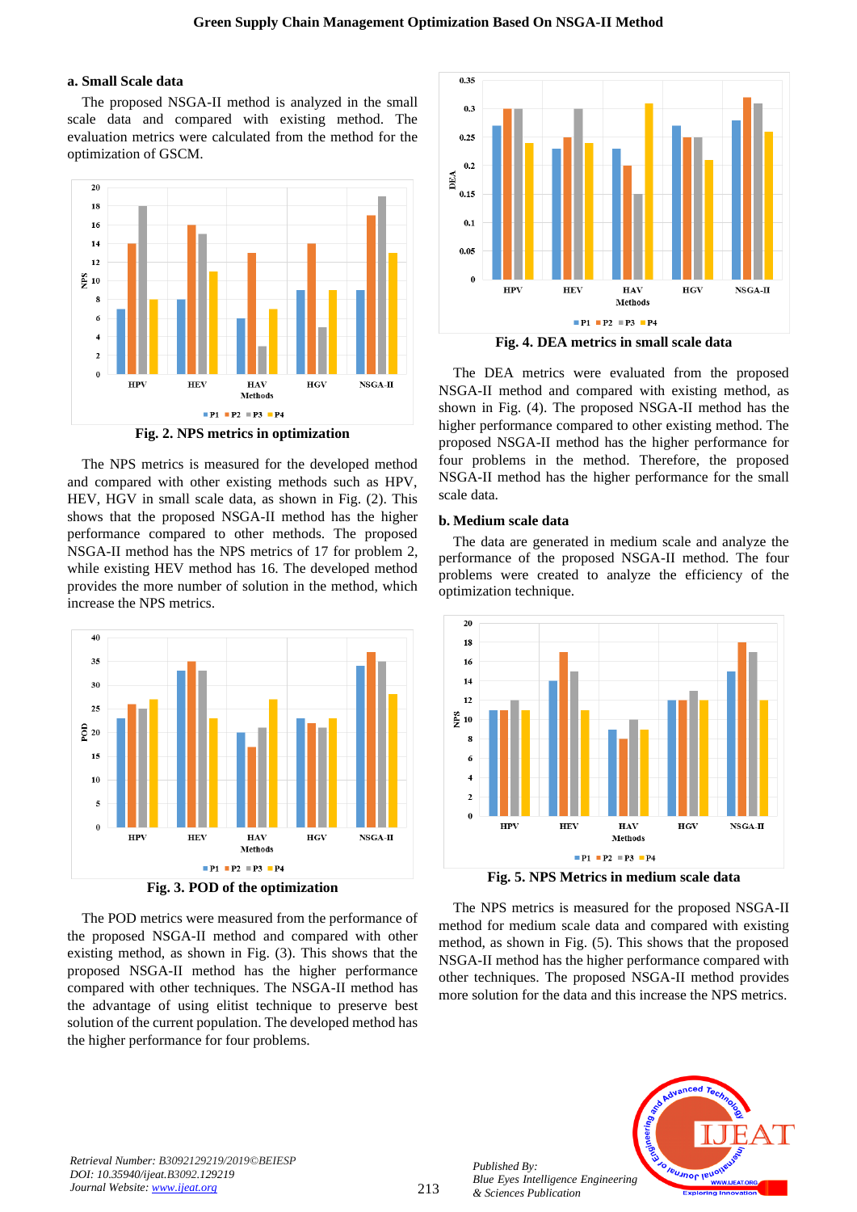### a. Small Scale data

The proposed NSGA-II method is analyzed in the small scale data and compared with existing method. The evaluation metrics were calculated from the method for the optimization of GSCM.

Fig. 2. NPS metrics in optimization

The NPS metrics is measured for the developed method and compared with other existing methods such as HPV, HEV, HGV in small scale data, as shown in Fig. (2). This shows that the proposed NSGA-II method has the higher performance compared to other methods. The proposed NSGA-II method has the NPS metrics of 17 for problem 2, while existing HEV method has 16. The developed method provides the more number of solution in the method, which increase the NPS metrics.

Fig. 3. POD of the optimization

The POD metrics were measured from the performance of the proposed NSGA-II method and compared with other existing method, as shown in Fig. (3). This shows that the proposed NSGA-II method has the higher performance compared with other techniques. The NSGA-II method has the advantage of using elitist technique to preserve best solution of the current population. The developed method has the higher performance for four problems.

Fig. 4. DEA metrics in small scale data

The DEA metrics were evaluated from the proposed NSGA-II method and compared with existing method, as shown in Fig. (4). The proposed NSGA-II method has the higher performance compared to other existing method. The proposed NSGA-II method has the higher performance for four problems in the method. Therefore, the proposed NSGA-II method has the higher performance for the small scale data.

### b. Medium scale data

The data are generated in medium scale and analyze the performance of the proposed NSGA-II method. The four problems were created to analyze the efficiency of the optimization technique.

Fig. 5. NPS Metrics in medium scale data

The NPS metrics is measured for the proposed NSGA-II method for medium scale data and compared with existing method, as shown in Fig. (5). This shows that the proposed NSGA-II method has the higher performance compared with other techniques. The proposed NSGA-II method provides more solution for the data and this increase the NPS metrics.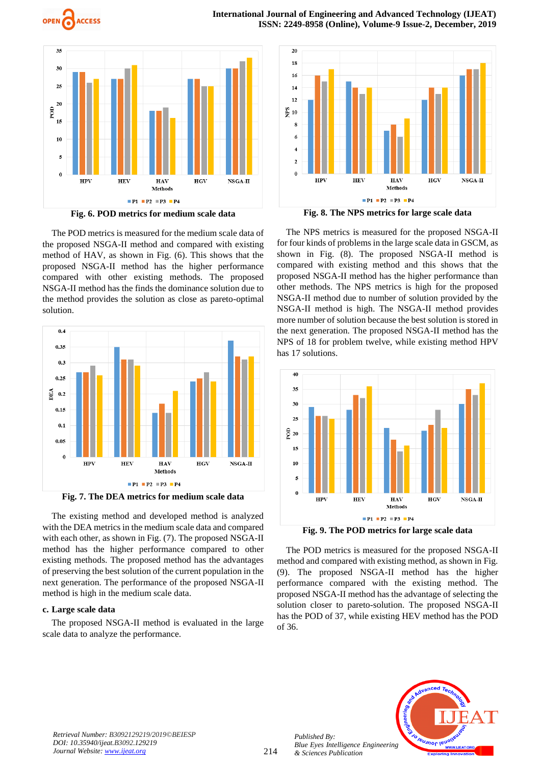Fig. 6. POD metrics for medium scale data

The POD metrics is measured for the medium scale data of the proposed NSGA-II method and compared with existing method of HAV, as shown in Fig. (6). This shows that the proposed NSGA-II method has the higher performance compared with other existing methods. The proposed NSGA-II method has the finds the dominance solution due to the method provides the solution as close as pareto-optimal solution.

Fig. 7. The DEA metrics for medium scale data

The existing method and developed method is analyzed with the DEA metrics in the medium scale data and compared with each other, as shown in Fig. (7). The proposed NSGA-II method has the higher performance compared to other existing methods. The proposed method has the advantages of preserving the best solution of the current population in the next generation. The performance of the proposed NSGA-II method is high in the medium scale data.

**c. Large scale data**

The proposed NSGA-II method is evaluated in the large scale data to analyze the performance.

Fig. 8. The NPS metrics for large scale data

The NPS metrics is measured for the proposed NSGA-II for four kinds of problems in the large scale data in GSCM, as shown in Fig. (8). The proposed NSGA-II method is compared with existing method and this shows that the proposed NSGA-II method has the higher performance than other methods. The NPS metrics is high for the proposed NSGA-II method due to number of solution provided by the NSGA-II method is high. The NSGA-II method provides more number of solution because the best solution is stored in the next generation. The proposed NSGA-II method has the NPS of 18 for problem twelve, while existing method HPV has 17 solutions.

Fig. 9. The POD metrics for large scale data

The POD metrics is measured for the proposed NSGA-II method and compared with existing method, as shown in Fig. (9). The proposed NSGA-II method has the higher performance compared with the existing method. The proposed NSGA-II method has the advantage of selecting the solution closer to pareto-solution. The proposed NSGA-II has the POD of 37, while existing HEV method has the POD of 36.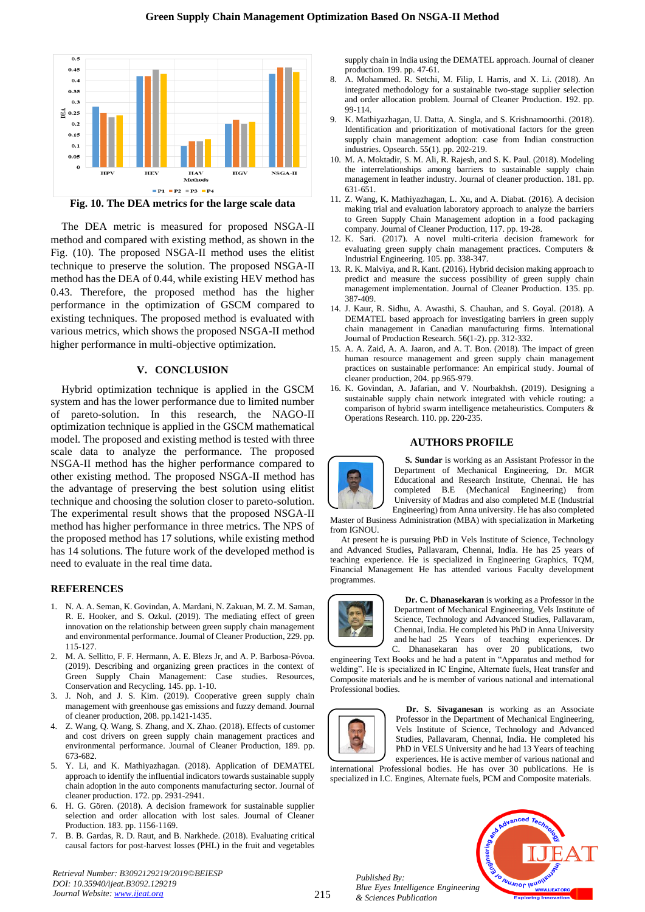0.5
0.45
0.4
0.35
0.3
0.25
0.2
0.15
0.1
0.05
0

DEA

HPV HEV HAV HGV NSGA-II

Methods

P1 P2 P3 P4

**Fig. 10. The DEA metrics for the large scale data**

The DEA metric is measured for proposed NSGA-II method and compared with existing method, as shown in the Fig. (10). The proposed NSGA-II method uses the elitist technique to preserve the solution. The proposed NSGA-II method has the DEA of 0.44, while existing HEV method has 0.43. Therefore, the proposed method has the higher performance in the optimization of GSCM compared to existing techniques. The proposed method is evaluated with various metrics, which shows the proposed NSGA-II method higher performance in multi-objective optimization.

## V. CONCLUSION

Hybrid optimization technique is applied in the GSCM system and has the lower performance due to limited number of pareto-solution. In this research, the NAGO-II optimization technique is applied in the GSCM mathematical model. The proposed and existing method is tested with three scale data to analyze the performance. The proposed NSGA-II method has the higher performance compared to other existing method. The proposed NSGA-II method has the advantage of preserving the best solution using elitist technique and choosing the solution closer to pareto-solution. The experimental result shows that the proposed NSGA-II method has higher performance in three metrics. The NPS of the proposed method has 17 solutions, while existing method has 14 solutions. The future work of the developed method is need to evaluate in the real time data.

## REFERENCES

1. N. A. A. Seman, K. Govindan, A. Mardani, N. Zakuan, M. Z. M. Saman, R. E. Hooker, and S. Ozkul. (2019). The mediating effect of green innovation on the relationship between green supply chain management and environmental performance. Journal of Cleaner Production, 229. pp. 115-127.
2. M. A. Sellitto, F. F. Hermann, A. E. Blezs Jr, and A. P. Barbosa-Póvoa. (2019). Describing and organizing green practices in the context of Green Supply Chain Management: Case studies. Resources, Conservation and Recycling. 145. pp. 1-10.
3. J. Noh, and J. S. Kim. (2019). Cooperative green supply chain management with greenhouse gas emissions and fuzzy demand. Journal of cleaner production, 208. pp.1421-1435.
4. Z. Wang, Q. Wang, S. Zhang, and X. Zhao. (2018). Effects of customer and cost drivers on green supply chain management practices and environmental performance. Journal of Cleaner Production, 189. pp. 673-682.
5. Y. Li, and K. Mathiyazhagan. (2018). Application of DEMATEL approach to identify the influential indicators towards sustainable supply chain adoption in the auto components manufacturing sector. Journal of cleaner production. 172. pp. 2931-2941.
6. H. G. Gören. (2018). A decision framework for sustainable supplier selection and order allocation with lost sales. Journal of Cleaner Production. 183. pp. 1156-1169.
7. B. B. Gardas, R. D. Raut, and B. Narkhede. (2018). Evaluating critical causal factors for post-harvest losses (PHL) in the fruit and vegetables supply chain in India using the DEMATEL approach. Journal of cleaner production. 199. pp. 47-61.
8. A. Mohammed. R. Setchi, M. Filip, I. Harris, and X. Li. (2018). An integrated methodology for a sustainable two-stage supplier selection and order allocation problem. Journal of Cleaner Production. 192. pp. 99-114.
9. K. Mathiyazhagan, U. Datta, A. Singla, and S. Krishnamoorthi. (2018). Identification and prioritization of motivational factors for the green supply chain management adoption: case from Indian construction industries. Opsearch. 55(1). pp. 202-219.
10. M. A. Moktadir, S. M. Ali, R. Rajesh, and S. K. Paul. (2018). Modeling the interrelationships among barriers to sustainable supply chain management in leather industry. Journal of cleaner production. 181. pp. 631-651.
11. Z. Wang, K. Mathiyazhagan, L. Xu, and A. Diabat. (2016). A decision making trial and evaluation laboratory approach to analyze the barriers to Green Supply Chain Management adoption in a food packaging company. Journal of Cleaner Production, 117. pp. 19-28.
12. K. Sari. (2017). A novel multi-criteria decision framework for evaluating green supply chain management practices. Computers & Industrial Engineering. 105. pp. 338-347.
13. R. K. Malviya, and R. Kant. (2016). Hybrid decision making approach to predict and measure the success possibility of green supply chain management implementation. Journal of Cleaner Production. 135. pp. 387-409.
14. J. Kaur, R. Sidhu, A. Awasthi, S. Chauhan, and S. Goyal. (2018). A DEMATEL based approach for investigating barriers in green supply chain management in Canadian manufacturing firms. International Journal of Production Research. 56(1-2). pp. 312-332.
15. A. A. Zaid, A. A. Jaaron, and A. T. Bon. (2018). The impact of green human resource management and green supply chain management practices on sustainable performance: An empirical study. Journal of cleaner production, 204. pp.965-979.
16. K. Govindan, A. Jafarian, and V. Nourbakhsh. (2019). Designing a sustainable supply chain network integrated with vehicle routing: a comparison of hybrid swarm intelligence metaheuristics. Computers & Operations Research. 110. pp. 220-235.

## AUTHORS PROFILE

**S. Sundar** is working as an Assistant Professor in the Department of Mechanical Engineering, Dr. MGR Educational and Research Institute, Chennai. He has completed B.E (Mechanical Engineering) from University of Madras and also completed M.E (Industrial Engineering) from Anna university. He has also completed Master of Business Administration (MBA) with specialization in Marketing from IGNOU.

At present he is pursuing PhD in Vels Institute of Science, Technology and Advanced Studies, Pallavaram, Chennai, India. He has 25 years of teaching experience. He is specialized in Engineering Graphics, TQM, Financial Management He has attended various Faculty development programmes.

**Dr. C. Dhanasekaran** is working as a Professor in the Department of Mechanical Engineering, Vels Institute of Science, Technology and Advanced Studies, Pallavaram, Chennai, India. He completed his PhD in Anna University and he had 25 Years of teaching experiences. Dr C. Dhanasekaran has over 20 publications, two engineering Text Books and he had a patent in "Apparatus and method for welding". He is specialized in IC Engine, Alternate fuels, Heat transfer and Composite materials and he is member of various national and international Professional bodies.

**Dr. S. Sivaganesan** is working as an Associate Professor in the Department of Mechanical Engineering, Vels Institute of Science, Technology and Advanced Studies, Pallavaram, Chennai, India. He completed his PhD in VELS University and he had 13 Years of teaching experiences. He is active member of various national and international Professional bodies. He has over 30 publications. He is specialized in I.C. Engines, Alternate fuels, PCM and Composite materials.